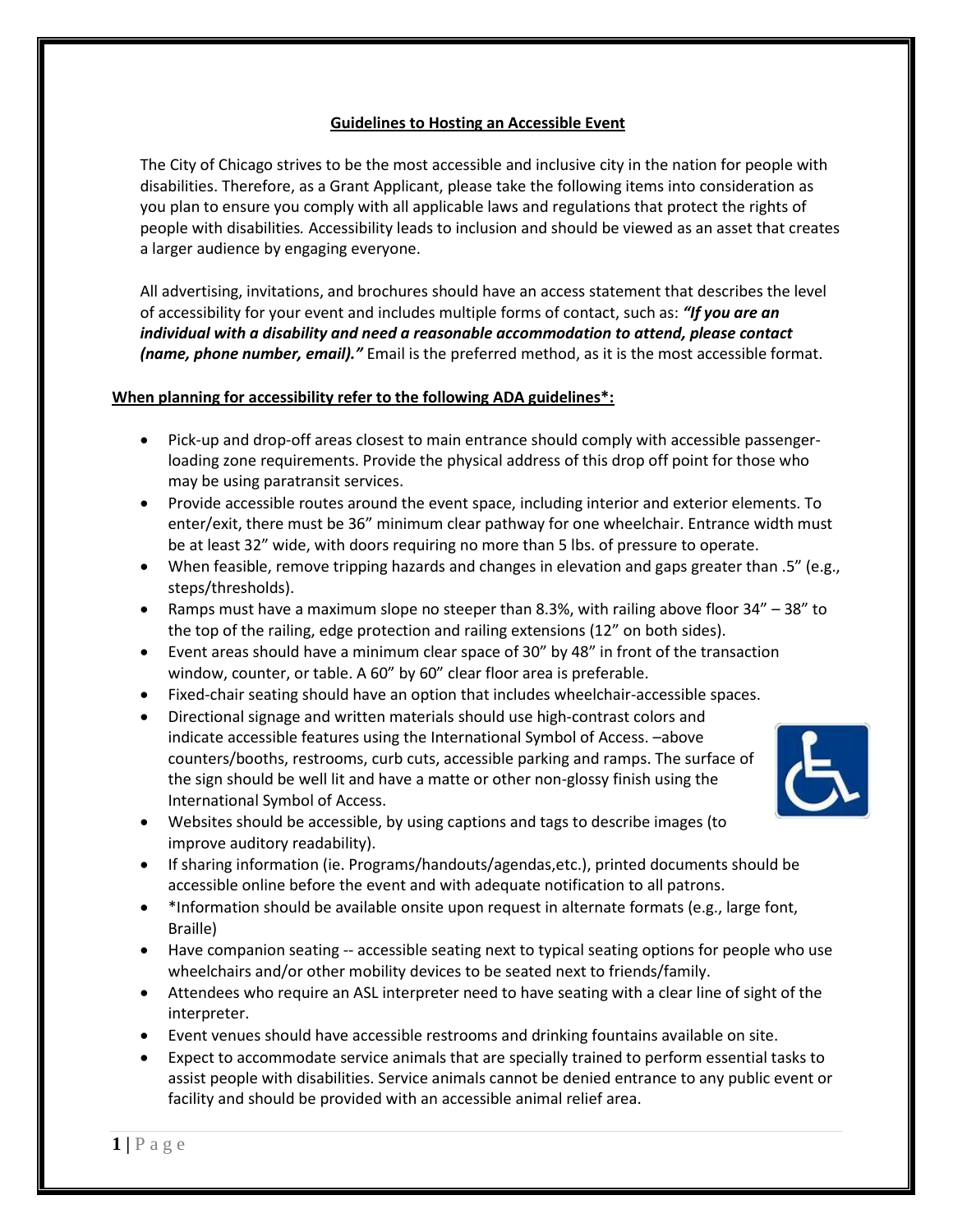# Guidelines to Hosting an Accessible Event

The City of Chicago strives to be the most accessible and inclusive city in the nation for people with disabilities. Therefore, as a Grant Applicant, please take the following items into consideration as you plan to ensure you comply with all applicable laws and regulations that protect the rights of people with disabilities. Accessibility leads to inclusion and should be viewed as an asset that creates a larger audience by engaging everyone.

All advertising, invitations, and brochures should have an access statement that describes the level of accessibility for your event and includes multiple forms of contact, such as: ***"If you are an individual with a disability and need a reasonable accommodation to attend, please contact (name, phone number, email)."*** Email is the preferred method, as it is the most accessible format.

## When planning for accessibility refer to the following ADA guidelines*:

- Pick-up and drop-off areas closest to main entrance should comply with accessible passenger-loading zone requirements. Provide the physical address of this drop off point for those who may be using paratransit services.
- Provide accessible routes around the event space, including interior and exterior elements. To enter/exit, there must be 36" minimum clear pathway for one wheelchair. Entrance width must be at least 32" wide, with doors requiring no more than 5 lbs. of pressure to operate.
- When feasible, remove tripping hazards and changes in elevation and gaps greater than .5" (e.g., steps/thresholds).
- Ramps must have a maximum slope no steeper than 8.3%, with railing above floor 34" – 38" to the top of the railing, edge protection and railing extensions (12" on both sides).
- Event areas should have a minimum clear space of 30" by 48" in front of the transaction window, counter, or table. A 60" by 60" clear floor area is preferable.
- Fixed-chair seating should have an option that includes wheelchair-accessible spaces.
- Directional signage and written materials should use high-contrast colors and indicate accessible features using the International Symbol of Access. –above counters/booths, restrooms, curb cuts, accessible parking and ramps. The surface of the sign should be well lit and have a matte or other non-glossy finish using the International Symbol of Access.
- Websites should be accessible, by using captions and tags to describe images (to improve auditory readability).
- If sharing information (ie. Programs/handouts/agendas,etc.), printed documents should be accessible online before the event and with adequate notification to all patrons.
- *Information should be available onsite upon request in alternate formats (e.g., large font, Braille)
- Have companion seating -- accessible seating next to typical seating options for people who use wheelchairs and/or other mobility devices to be seated next to friends/family.
- Attendees who require an ASL interpreter need to have seating with a clear line of sight of the interpreter.
- Event venues should have accessible restrooms and drinking fountains available on site.
- Expect to accommodate service animals that are specially trained to perform essential tasks to assist people with disabilities. Service animals cannot be denied entrance to any public event or facility and should be provided with an accessible animal relief area.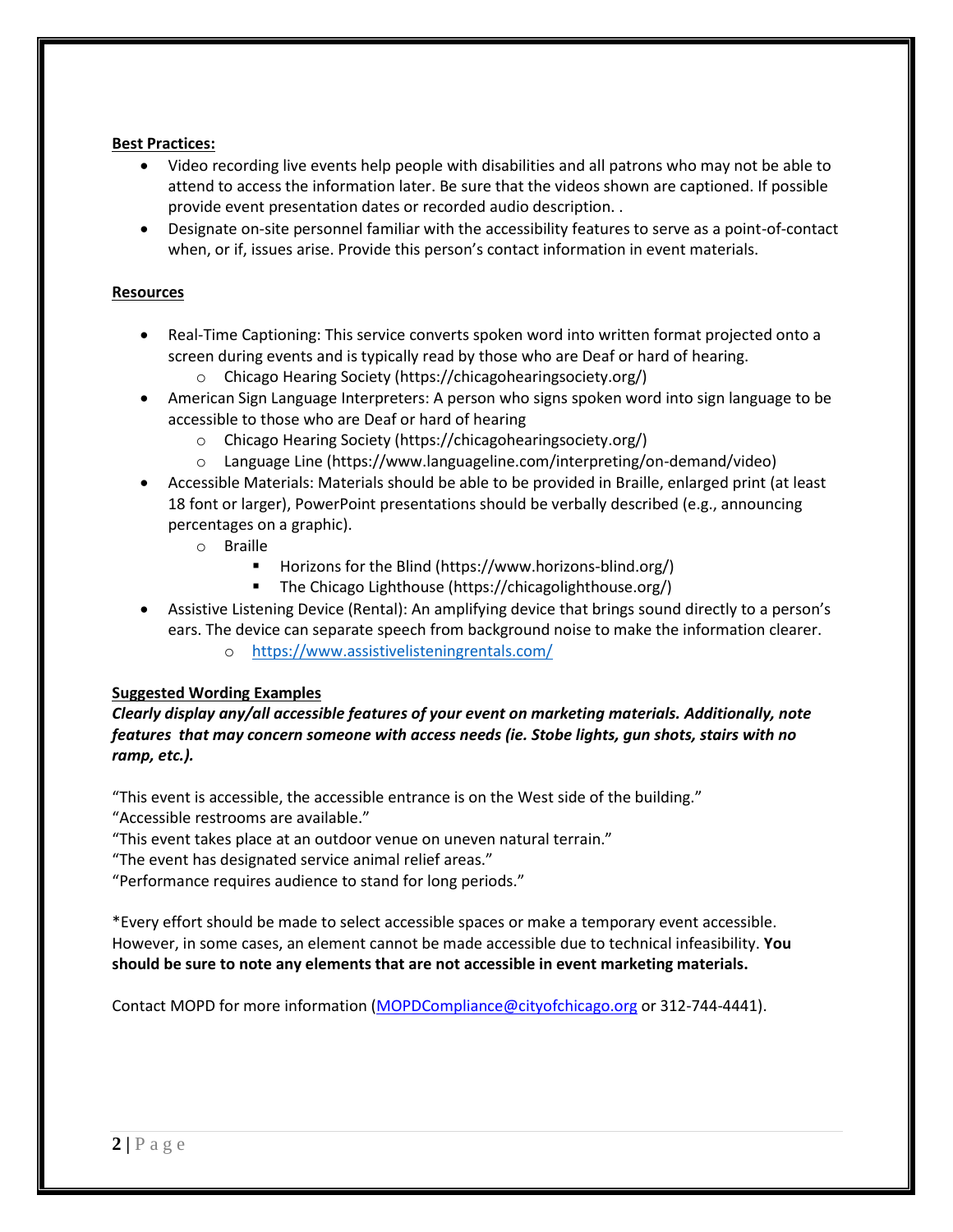**Best Practices:**

- Video recording live events help people with disabilities and all patrons who may not be able to attend to access the information later. Be sure that the videos shown are captioned. If possible provide event presentation dates or recorded audio description. .
- Designate on-site personnel familiar with the accessibility features to serve as a point-of-contact when, or if, issues arise. Provide this person's contact information in event materials.

**Resources**

- Real-Time Captioning: This service converts spoken word into written format projected onto a screen during events and is typically read by those who are Deaf or hard of hearing.
  - Chicago Hearing Society (https://chicagohearingsociety.org/)
- American Sign Language Interpreters: A person who signs spoken word into sign language to be accessible to those who are Deaf or hard of hearing
  - Chicago Hearing Society (https://chicagohearingsociety.org/)
  - Language Line (https://www.languageline.com/interpreting/on-demand/video)
- Accessible Materials: Materials should be able to be provided in Braille, enlarged print (at least 18 font or larger), PowerPoint presentations should be verbally described (e.g., announcing percentages on a graphic).
  - Braille
    - Horizons for the Blind (https://www.horizons-blind.org/)
    - The Chicago Lighthouse (https://chicagolighthouse.org/)
- Assistive Listening Device (Rental): An amplifying device that brings sound directly to a person's ears. The device can separate speech from background noise to make the information clearer.
  - https://www.assistivelisteningrentals.com/

**Suggested Wording Examples**

***Clearly display any/all accessible features of your event on marketing materials. Additionally, note features that may concern someone with access needs (ie. Stobe lights, gun shots, stairs with no ramp, etc.).***

"This event is accessible, the accessible entrance is on the West side of the building."
"Accessible restrooms are available."
"This event takes place at an outdoor venue on uneven natural terrain."
"The event has designated service animal relief areas."
"Performance requires audience to stand for long periods."

*Every effort should be made to select accessible spaces or make a temporary event accessible. However, in some cases, an element cannot be made accessible due to technical infeasibility. **You should be sure to note any elements that are not accessible in event marketing materials.**

Contact MOPD for more information (MOPDCompliance@cityofchicago.org or 312-744-4441).